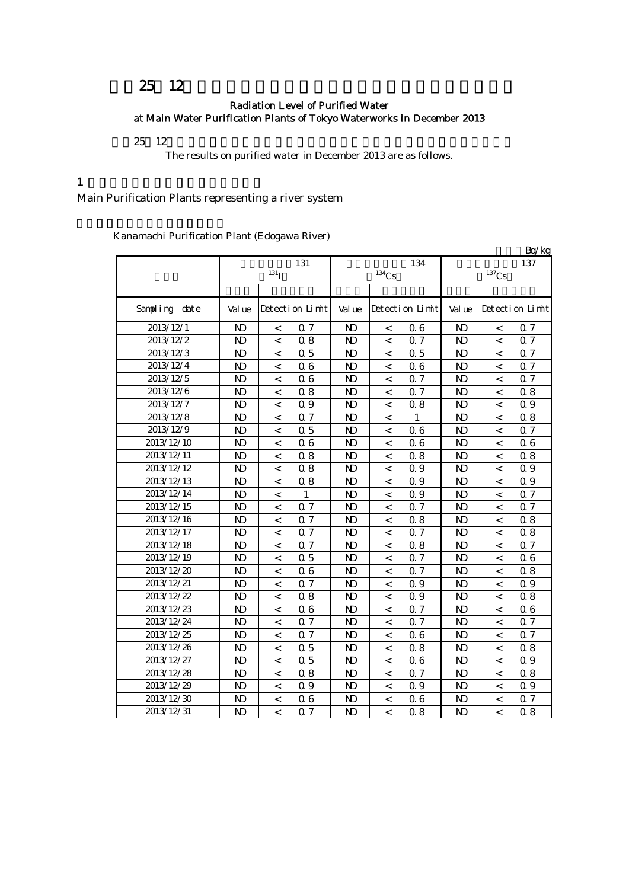# 25 12

## Radiation Level of Purified Water at Main Water Purification Plants of Tokyo Waterworks in December 2013

25 12

The results on purified water in December 2013 are as follows.

1

Main Purification Plants representing a river system

Kanamachi Purification Plant (Edogawa River)

Bq/kg

| | 131 $^{131}$I | | | 134 $^{134}$Cs | | | 137 $^{137}$Cs | | |
|---|---|---|---|---|---|---|---|---|---|
| Sampling date | Value | Detection Limit | | Value | Detection Limit | | Value | Detection Limit | |
| 2013/12/1 | ND | < | 0.7 | ND | < | 0.6 | ND | < | 0.7 |
| 2013/12/2 | ND | < | 0.8 | ND | < | 0.7 | ND | < | 0.7 |
| 2013/12/3 | ND | < | 0.5 | ND | < | 0.5 | ND | < | 0.7 |
| 2013/12/4 | ND | < | 0.6 | ND | < | 0.6 | ND | < | 0.7 |
| 2013/12/5 | ND | < | 0.6 | ND | < | 0.7 | ND | < | 0.7 |
| 2013/12/6 | ND | < | 0.8 | ND | < | 0.7 | ND | < | 0.8 |
| 2013/12/7 | ND | < | 0.9 | ND | < | 0.8 | ND | < | 0.9 |
| 2013/12/8 | ND | < | 0.7 | ND | < | 1 | ND | < | 0.8 |
| 2013/12/9 | ND | < | 0.5 | ND | < | 0.6 | ND | < | 0.7 |
| 2013/12/10 | ND | < | 0.6 | ND | < | 0.6 | ND | < | 0.6 |
| 2013/12/11 | ND | < | 0.8 | ND | < | 0.8 | ND | < | 0.8 |
| 2013/12/12 | ND | < | 0.8 | ND | < | 0.9 | ND | < | 0.9 |
| 2013/12/13 | ND | < | 0.8 | ND | < | 0.9 | ND | < | 0.9 |
| 2013/12/14 | ND | < | 1 | ND | < | 0.9 | ND | < | 0.7 |
| 2013/12/15 | ND | < | 0.7 | ND | < | 0.7 | ND | < | 0.7 |
| 2013/12/16 | ND | < | 0.7 | ND | < | 0.8 | ND | < | 0.8 |
| 2013/12/17 | ND | < | 0.7 | ND | < | 0.7 | ND | < | 0.8 |
| 2013/12/18 | ND | < | 0.7 | ND | < | 0.8 | ND | < | 0.7 |
| 2013/12/19 | ND | < | 0.5 | ND | < | 0.7 | ND | < | 0.6 |
| 2013/12/20 | ND | < | 0.6 | ND | < | 0.7 | ND | < | 0.8 |
| 2013/12/21 | ND | < | 0.7 | ND | < | 0.9 | ND | < | 0.9 |
| 2013/12/22 | ND | < | 0.8 | ND | < | 0.9 | ND | < | 0.8 |
| 2013/12/23 | ND | < | 0.6 | ND | < | 0.7 | ND | < | 0.6 |
| 2013/12/24 | ND | < | 0.7 | ND | < | 0.7 | ND | < | 0.7 |
| 2013/12/25 | ND | < | 0.7 | ND | < | 0.6 | ND | < | 0.7 |
| 2013/12/26 | ND | < | 0.5 | ND | < | 0.8 | ND | < | 0.8 |
| 2013/12/27 | ND | < | 0.5 | ND | < | 0.6 | ND | < | 0.9 |
| 2013/12/28 | ND | < | 0.8 | ND | < | 0.7 | ND | < | 0.8 |
| 2013/12/29 | ND | < | 0.9 | ND | < | 0.9 | ND | < | 0.9 |
| 2013/12/30 | ND | < | 0.6 | ND | < | 0.6 | ND | < | 0.7 |
| 2013/12/31 | ND | < | 0.7 | ND | < | 0.8 | ND | < | 0.8 |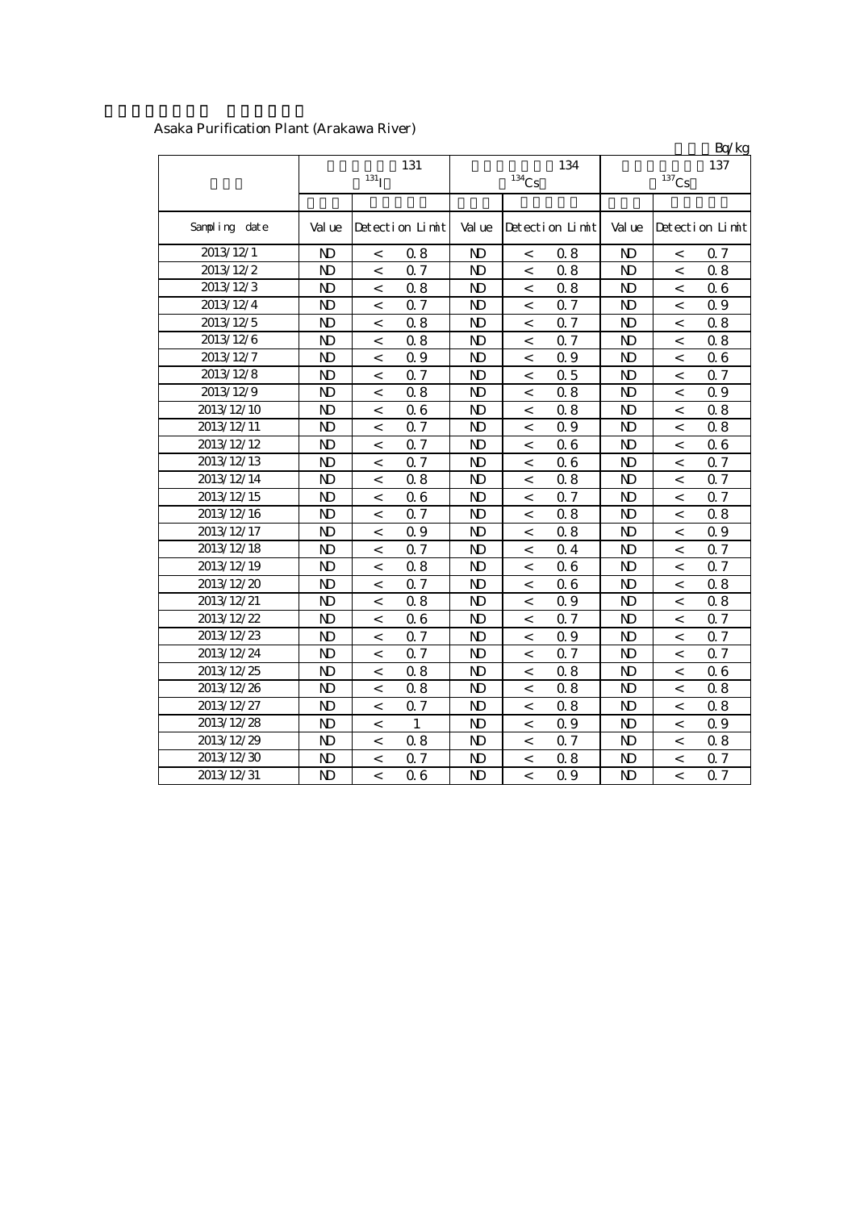Asaka Purification Plant (Arakawa River)

Bq/kg

| | 131 $^{131}I$ | | | 134 $^{134}Cs$ | | | 137 $^{137}Cs$ | | |
|---|---|---|---|---|---|---|---|---|---|
| Sampling date | Value | Detection Limit | | Value | Detection Limit | | Value | Detection Limit | |
| 2013/12/1 | ND | < | 0.8 | ND | < | 0.8 | ND | < | 0.7 |
| 2013/12/2 | ND | < | 0.7 | ND | < | 0.8 | ND | < | 0.8 |
| 2013/12/3 | ND | < | 0.8 | ND | < | 0.8 | ND | < | 0.6 |
| 2013/12/4 | ND | < | 0.7 | ND | < | 0.7 | ND | < | 0.9 |
| 2013/12/5 | ND | < | 0.8 | ND | < | 0.7 | ND | < | 0.8 |
| 2013/12/6 | ND | < | 0.8 | ND | < | 0.7 | ND | < | 0.8 |
| 2013/12/7 | ND | < | 0.9 | ND | < | 0.9 | ND | < | 0.6 |
| 2013/12/8 | ND | < | 0.7 | ND | < | 0.5 | ND | < | 0.7 |
| 2013/12/9 | ND | < | 0.8 | ND | < | 0.8 | ND | < | 0.9 |
| 2013/12/10 | ND | < | 0.6 | ND | < | 0.8 | ND | < | 0.8 |
| 2013/12/11 | ND | < | 0.7 | ND | < | 0.9 | ND | < | 0.8 |
| 2013/12/12 | ND | < | 0.7 | ND | < | 0.6 | ND | < | 0.6 |
| 2013/12/13 | ND | < | 0.7 | ND | < | 0.6 | ND | < | 0.7 |
| 2013/12/14 | ND | < | 0.8 | ND | < | 0.8 | ND | < | 0.7 |
| 2013/12/15 | ND | < | 0.6 | ND | < | 0.7 | ND | < | 0.7 |
| 2013/12/16 | ND | < | 0.7 | ND | < | 0.8 | ND | < | 0.8 |
| 2013/12/17 | ND | < | 0.9 | ND | < | 0.8 | ND | < | 0.9 |
| 2013/12/18 | ND | < | 0.7 | ND | < | 0.4 | ND | < | 0.7 |
| 2013/12/19 | ND | < | 0.8 | ND | < | 0.6 | ND | < | 0.7 |
| 2013/12/20 | ND | < | 0.7 | ND | < | 0.6 | ND | < | 0.8 |
| 2013/12/21 | ND | < | 0.8 | ND | < | 0.9 | ND | < | 0.8 |
| 2013/12/22 | ND | < | 0.6 | ND | < | 0.7 | ND | < | 0.7 |
| 2013/12/23 | ND | < | 0.7 | ND | < | 0.9 | ND | < | 0.7 |
| 2013/12/24 | ND | < | 0.7 | ND | < | 0.7 | ND | < | 0.7 |
| 2013/12/25 | ND | < | 0.8 | ND | < | 0.8 | ND | < | 0.6 |
| 2013/12/26 | ND | < | 0.8 | ND | < | 0.8 | ND | < | 0.8 |
| 2013/12/27 | ND | < | 0.7 | ND | < | 0.8 | ND | < | 0.8 |
| 2013/12/28 | ND | < | 1 | ND | < | 0.9 | ND | < | 0.9 |
| 2013/12/29 | ND | < | 0.8 | ND | < | 0.7 | ND | < | 0.8 |
| 2013/12/30 | ND | < | 0.7 | ND | < | 0.8 | ND | < | 0.7 |
| 2013/12/31 | ND | < | 0.6 | ND | < | 0.9 | ND | < | 0.7 |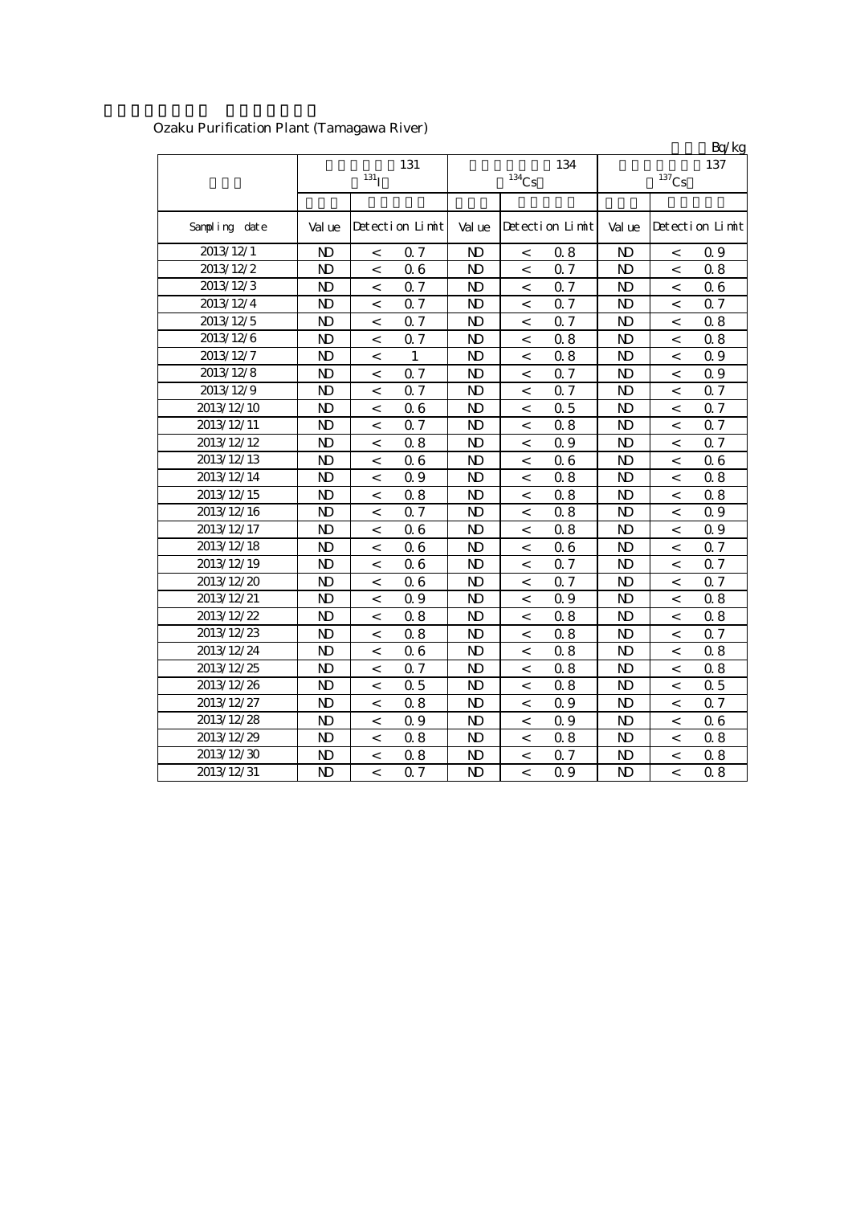Ozaku Purification Plant (Tamagawa River)

Bq/kg

| | 131 $^{131}$I | | | 134 $^{134}$Cs | | | 137 $^{137}$Cs | | |
|---|---|---|---|---|---|---|---|---|---|
| Sampling date | Value | Detection Limit | | Value | Detection Limit | | Value | Detection Limit | |
| 2013/12/1 | ND | < | 0.7 | ND | < | 0.8 | ND | < | 0.9 |
| 2013/12/2 | ND | < | 0.6 | ND | < | 0.7 | ND | < | 0.8 |
| 2013/12/3 | ND | < | 0.7 | ND | < | 0.7 | ND | < | 0.6 |
| 2013/12/4 | ND | < | 0.7 | ND | < | 0.7 | ND | < | 0.7 |
| 2013/12/5 | ND | < | 0.7 | ND | < | 0.7 | ND | < | 0.8 |
| 2013/12/6 | ND | < | 0.7 | ND | < | 0.8 | ND | < | 0.8 |
| 2013/12/7 | ND | < | 1 | ND | < | 0.8 | ND | < | 0.9 |
| 2013/12/8 | ND | < | 0.7 | ND | < | 0.7 | ND | < | 0.9 |
| 2013/12/9 | ND | < | 0.7 | ND | < | 0.7 | ND | < | 0.7 |
| 2013/12/10 | ND | < | 0.6 | ND | < | 0.5 | ND | < | 0.7 |
| 2013/12/11 | ND | < | 0.7 | ND | < | 0.8 | ND | < | 0.7 |
| 2013/12/12 | ND | < | 0.8 | ND | < | 0.9 | ND | < | 0.7 |
| 2013/12/13 | ND | < | 0.6 | ND | < | 0.6 | ND | < | 0.6 |
| 2013/12/14 | ND | < | 0.9 | ND | < | 0.8 | ND | < | 0.8 |
| 2013/12/15 | ND | < | 0.8 | ND | < | 0.8 | ND | < | 0.8 |
| 2013/12/16 | ND | < | 0.7 | ND | < | 0.8 | ND | < | 0.9 |
| 2013/12/17 | ND | < | 0.6 | ND | < | 0.8 | ND | < | 0.9 |
| 2013/12/18 | ND | < | 0.6 | ND | < | 0.6 | ND | < | 0.7 |
| 2013/12/19 | ND | < | 0.6 | ND | < | 0.7 | ND | < | 0.7 |
| 2013/12/20 | ND | < | 0.6 | ND | < | 0.7 | ND | < | 0.7 |
| 2013/12/21 | ND | < | 0.9 | ND | < | 0.9 | ND | < | 0.8 |
| 2013/12/22 | ND | < | 0.8 | ND | < | 0.8 | ND | < | 0.8 |
| 2013/12/23 | ND | < | 0.8 | ND | < | 0.8 | ND | < | 0.7 |
| 2013/12/24 | ND | < | 0.6 | ND | < | 0.8 | ND | < | 0.8 |
| 2013/12/25 | ND | < | 0.7 | ND | < | 0.8 | ND | < | 0.8 |
| 2013/12/26 | ND | < | 0.5 | ND | < | 0.8 | ND | < | 0.5 |
| 2013/12/27 | ND | < | 0.8 | ND | < | 0.9 | ND | < | 0.7 |
| 2013/12/28 | ND | < | 0.9 | ND | < | 0.9 | ND | < | 0.6 |
| 2013/12/29 | ND | < | 0.8 | ND | < | 0.8 | ND | < | 0.8 |
| 2013/12/30 | ND | < | 0.8 | ND | < | 0.7 | ND | < | 0.8 |
| 2013/12/31 | ND | < | 0.7 | ND | < | 0.9 | ND | < | 0.8 |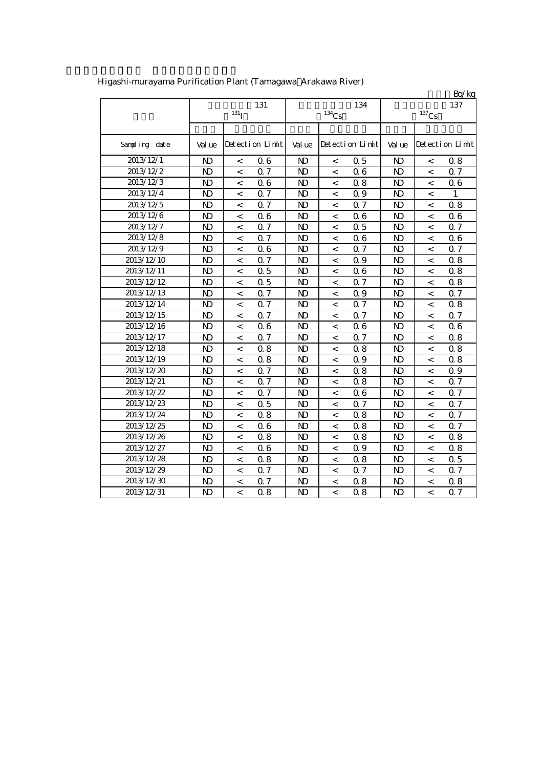Higashi-murayama Purification Plant (Tamagawa Arakawa River)

Bq/kg

| | 131 $^{131}I$ | | | 134 $^{134}Cs$ | | | 137 $^{137}Cs$ | | |
|---|---|---|---|---|---|---|---|---|---|
| Sampling date | Value | Detection Limit | | Value | Detection Limit | | Value | Detection Limit | |
| 2013/12/1 | ND | < | 0.6 | ND | < | 0.5 | ND | < | 0.8 |
| 2013/12/2 | ND | < | 0.7 | ND | < | 0.6 | ND | < | 0.7 |
| 2013/12/3 | ND | < | 0.6 | ND | < | 0.8 | ND | < | 0.6 |
| 2013/12/4 | ND | < | 0.7 | ND | < | 0.9 | ND | < | 1 |
| 2013/12/5 | ND | < | 0.7 | ND | < | 0.7 | ND | < | 0.8 |
| 2013/12/6 | ND | < | 0.6 | ND | < | 0.6 | ND | < | 0.6 |
| 2013/12/7 | ND | < | 0.7 | ND | < | 0.5 | ND | < | 0.7 |
| 2013/12/8 | ND | < | 0.7 | ND | < | 0.6 | ND | < | 0.6 |
| 2013/12/9 | ND | < | 0.6 | ND | < | 0.7 | ND | < | 0.7 |
| 2013/12/10 | ND | < | 0.7 | ND | < | 0.9 | ND | < | 0.8 |
| 2013/12/11 | ND | < | 0.5 | ND | < | 0.6 | ND | < | 0.8 |
| 2013/12/12 | ND | < | 0.5 | ND | < | 0.7 | ND | < | 0.8 |
| 2013/12/13 | ND | < | 0.7 | ND | < | 0.9 | ND | < | 0.7 |
| 2013/12/14 | ND | < | 0.7 | ND | < | 0.7 | ND | < | 0.8 |
| 2013/12/15 | ND | < | 0.7 | ND | < | 0.7 | ND | < | 0.7 |
| 2013/12/16 | ND | < | 0.6 | ND | < | 0.6 | ND | < | 0.6 |
| 2013/12/17 | ND | < | 0.7 | ND | < | 0.7 | ND | < | 0.8 |
| 2013/12/18 | ND | < | 0.8 | ND | < | 0.8 | ND | < | 0.8 |
| 2013/12/19 | ND | < | 0.8 | ND | < | 0.9 | ND | < | 0.8 |
| 2013/12/20 | ND | < | 0.7 | ND | < | 0.8 | ND | < | 0.9 |
| 2013/12/21 | ND | < | 0.7 | ND | < | 0.8 | ND | < | 0.7 |
| 2013/12/22 | ND | < | 0.7 | ND | < | 0.6 | ND | < | 0.7 |
| 2013/12/23 | ND | < | 0.5 | ND | < | 0.7 | ND | < | 0.7 |
| 2013/12/24 | ND | < | 0.8 | ND | < | 0.8 | ND | < | 0.7 |
| 2013/12/25 | ND | < | 0.6 | ND | < | 0.8 | ND | < | 0.7 |
| 2013/12/26 | ND | < | 0.8 | ND | < | 0.8 | ND | < | 0.8 |
| 2013/12/27 | ND | < | 0.6 | ND | < | 0.9 | ND | < | 0.8 |
| 2013/12/28 | ND | < | 0.8 | ND | < | 0.8 | ND | < | 0.5 |
| 2013/12/29 | ND | < | 0.7 | ND | < | 0.7 | ND | < | 0.7 |
| 2013/12/30 | ND | < | 0.7 | ND | < | 0.8 | ND | < | 0.8 |
| 2013/12/31 | ND | < | 0.8 | ND | < | 0.8 | ND | < | 0.7 |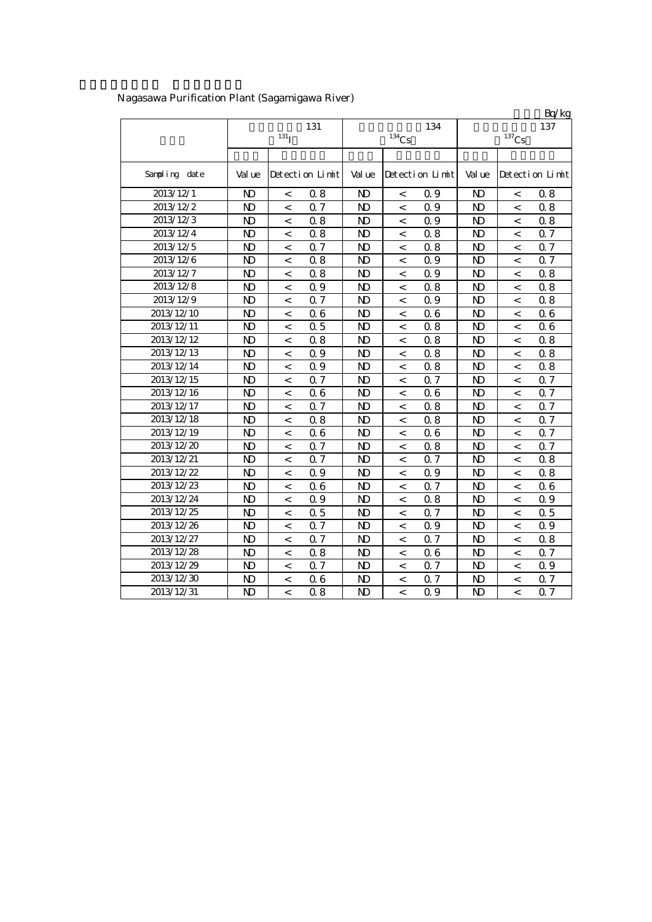Nagasawa Purification Plant (Sagamigawa River)

Bq/kg

| | 131 $^{131}I$ | | | 134 $^{134}Cs$ | | | 137 $^{137}Cs$ | | |
|---|---|---|---|---|---|---|---|---|---|
| Sampling date | Value | Detection Limit | | Value | Detection Limit | | Value | Detection Limit | |
| 2013/12/1 | ND | < | 0.8 | ND | < | 0.9 | ND | < | 0.8 |
| 2013/12/2 | ND | < | 0.7 | ND | < | 0.9 | ND | < | 0.8 |
| 2013/12/3 | ND | < | 0.8 | ND | < | 0.9 | ND | < | 0.8 |
| 2013/12/4 | ND | < | 0.8 | ND | < | 0.8 | ND | < | 0.7 |
| 2013/12/5 | ND | < | 0.7 | ND | < | 0.8 | ND | < | 0.7 |
| 2013/12/6 | ND | < | 0.8 | ND | < | 0.9 | ND | < | 0.7 |
| 2013/12/7 | ND | < | 0.8 | ND | < | 0.9 | ND | < | 0.8 |
| 2013/12/8 | ND | < | 0.9 | ND | < | 0.8 | ND | < | 0.8 |
| 2013/12/9 | ND | < | 0.7 | ND | < | 0.9 | ND | < | 0.8 |
| 2013/12/10 | ND | < | 0.6 | ND | < | 0.6 | ND | < | 0.6 |
| 2013/12/11 | ND | < | 0.5 | ND | < | 0.8 | ND | < | 0.6 |
| 2013/12/12 | ND | < | 0.8 | ND | < | 0.8 | ND | < | 0.8 |
| 2013/12/13 | ND | < | 0.9 | ND | < | 0.8 | ND | < | 0.8 |
| 2013/12/14 | ND | < | 0.9 | ND | < | 0.8 | ND | < | 0.8 |
| 2013/12/15 | ND | < | 0.7 | ND | < | 0.7 | ND | < | 0.7 |
| 2013/12/16 | ND | < | 0.6 | ND | < | 0.6 | ND | < | 0.7 |
| 2013/12/17 | ND | < | 0.7 | ND | < | 0.8 | ND | < | 0.7 |
| 2013/12/18 | ND | < | 0.8 | ND | < | 0.8 | ND | < | 0.7 |
| 2013/12/19 | ND | < | 0.6 | ND | < | 0.6 | ND | < | 0.7 |
| 2013/12/20 | ND | < | 0.7 | ND | < | 0.8 | ND | < | 0.7 |
| 2013/12/21 | ND | < | 0.7 | ND | < | 0.7 | ND | < | 0.8 |
| 2013/12/22 | ND | < | 0.9 | ND | < | 0.9 | ND | < | 0.8 |
| 2013/12/23 | ND | < | 0.6 | ND | < | 0.7 | ND | < | 0.6 |
| 2013/12/24 | ND | < | 0.9 | ND | < | 0.8 | ND | < | 0.9 |
| 2013/12/25 | ND | < | 0.5 | ND | < | 0.7 | ND | < | 0.5 |
| 2013/12/26 | ND | < | 0.7 | ND | < | 0.9 | ND | < | 0.9 |
| 2013/12/27 | ND | < | 0.7 | ND | < | 0.7 | ND | < | 0.8 |
| 2013/12/28 | ND | < | 0.8 | ND | < | 0.6 | ND | < | 0.7 |
| 2013/12/29 | ND | < | 0.7 | ND | < | 0.7 | ND | < | 0.9 |
| 2013/12/30 | ND | < | 0.6 | ND | < | 0.7 | ND | < | 0.7 |
| 2013/12/31 | ND | < | 0.8 | ND | < | 0.9 | ND | < | 0.7 |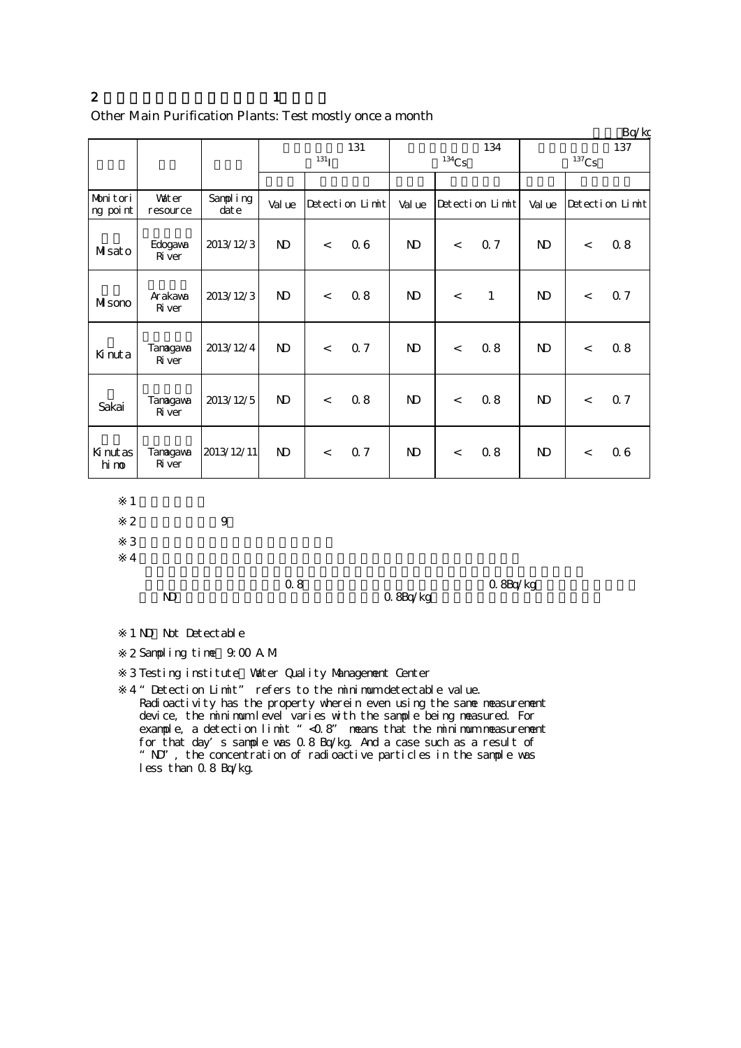2 1

Other Main Purification Plants: Test mostly once a month

Bq/kg

| | | | 131 $^{131}I$ | | | 134 $^{134}Cs$ | | | 137 $^{137}Cs$ | | |
|---|---|---|---|---|---|---|---|---|---|---|---|
| Monitoring point | Water resource | Sampling date | Value | Detection Limit | | Value | Detection Limit | | Value | Detection Limit | |
| Misato | Edogawa River | 2013/12/3 | ND | < | 0.6 | ND | < | 0.7 | ND | < | 0.8 |
| Misono | Arakawa River | 2013/12/3 | ND | < | 0.8 | ND | < | 1 | ND | < | 0.7 |
| Kinuta | Tamagawa River | 2013/12/4 | ND | < | 0.7 | ND | < | 0.8 | ND | < | 0.8 |
| Sakai | Tamagawa River | 2013/12/5 | ND | < | 0.8 | ND | < | 0.8 | ND | < | 0.7 |
| Kinutashimo | Tamagawa River | 2013/12/11 | ND | < | 0.7 | ND | < | 0.8 | ND | < | 0.6 |

※1

※2 9

※3

※4

0.8 0.8Bq/kg

ND 0.8Bq/kg

※1 ND Not Detectable

※2 Sampling time 9:00 A.M.

※3 Testing institute Water Quality Management Center

※4 "Detection Limit" refers to the minimum detectable value.
Radioactivity has the property wherein even using the same measurement device, the minimum level varies with the sample being measured. For example, a detection limit "<0.8" means that the minimum measurement for that day's sample was 0.8 Bq/kg. And a case such as a result of "ND", the concentration of radioactive particles in the sample was less than 0.8 Bq/kg.